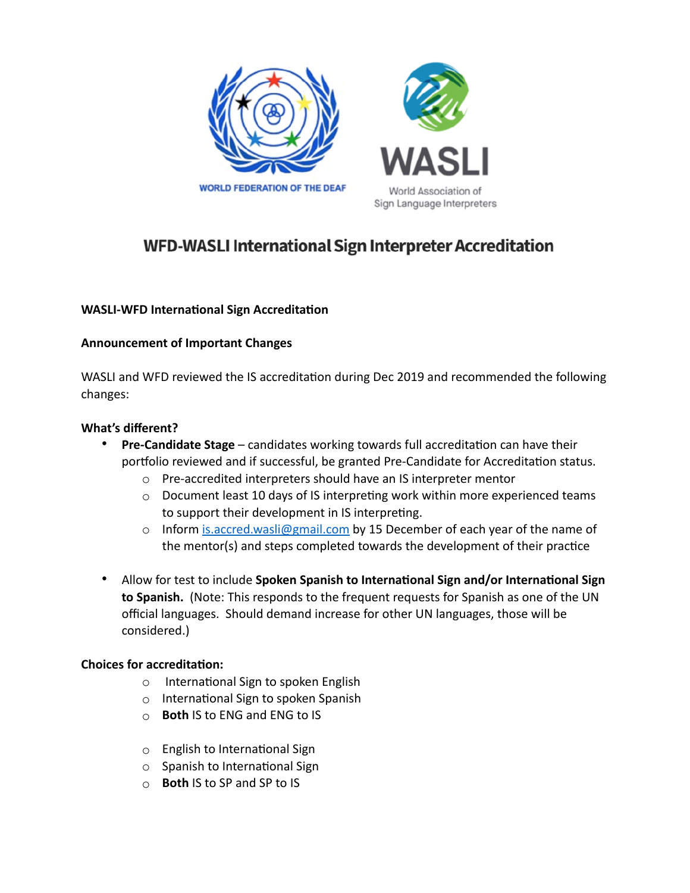WORLD FEDERATION OF THE DEAF

WASLI
World Association of Sign Language Interpreters

# WFD-WASLI International Sign Interpreter Accreditation

**WASLI-WFD International Sign Accreditation**

**Announcement of Important Changes**

WASLI and WFD reviewed the IS accreditation during Dec 2019 and recommended the following changes:

**What's different?**

- **Pre-Candidate Stage** – candidates working towards full accreditation can have their portfolio reviewed and if successful, be granted Pre-Candidate for Accreditation status.
  - Pre-accredited interpreters should have an IS interpreter mentor
  - Document least 10 days of IS interpreting work within more experienced teams to support their development in IS interpreting.
  - Inform [is.accred.wasli@gmail.com](mailto:is.accred.wasli@gmail.com) by 15 December of each year of the name of the mentor(s) and steps completed towards the development of their practice

- Allow for test to include **Spoken Spanish to International Sign and/or International Sign to Spanish.** (Note: This responds to the frequent requests for Spanish as one of the UN official languages. Should demand increase for other UN languages, those will be considered.)

**Choices for accreditation:**

- International Sign to spoken English
- International Sign to spoken Spanish
- **Both** IS to ENG and ENG to IS

- English to International Sign
- Spanish to International Sign
- **Both** IS to SP and SP to IS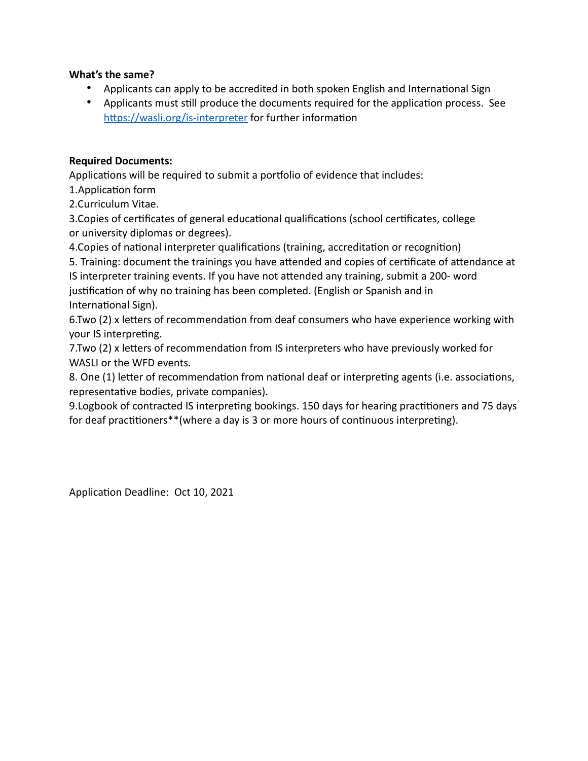**What's the same?**

- Applicants can apply to be accredited in both spoken English and International Sign
- Applicants must still produce the documents required for the application process. See [https://wasli.org/is-interpreter](https://wasli.org/is-interpreter) for further information

**Required Documents:**

Applications will be required to submit a portfolio of evidence that includes:

1.Application form

2.Curriculum Vitae.

3.Copies of certificates of general educational qualifications (school certificates, college or university diplomas or degrees).

4.Copies of national interpreter qualifications (training, accreditation or recognition)

5. Training: document the trainings you have attended and copies of certificate of attendance at IS interpreter training events. If you have not attended any training, submit a 200- word justification of why no training has been completed. (English or Spanish and in International Sign).

6.Two (2) x letters of recommendation from deaf consumers who have experience working with your IS interpreting.

7.Two (2) x letters of recommendation from IS interpreters who have previously worked for WASLI or the WFD events.

8. One (1) letter of recommendation from national deaf or interpreting agents (i.e. associations, representative bodies, private companies).

9.Logbook of contracted IS interpreting bookings. 150 days for hearing practitioners and 75 days for deaf practitioners**(where a day is 3 or more hours of continuous interpreting).

Application Deadline: Oct 10, 2021